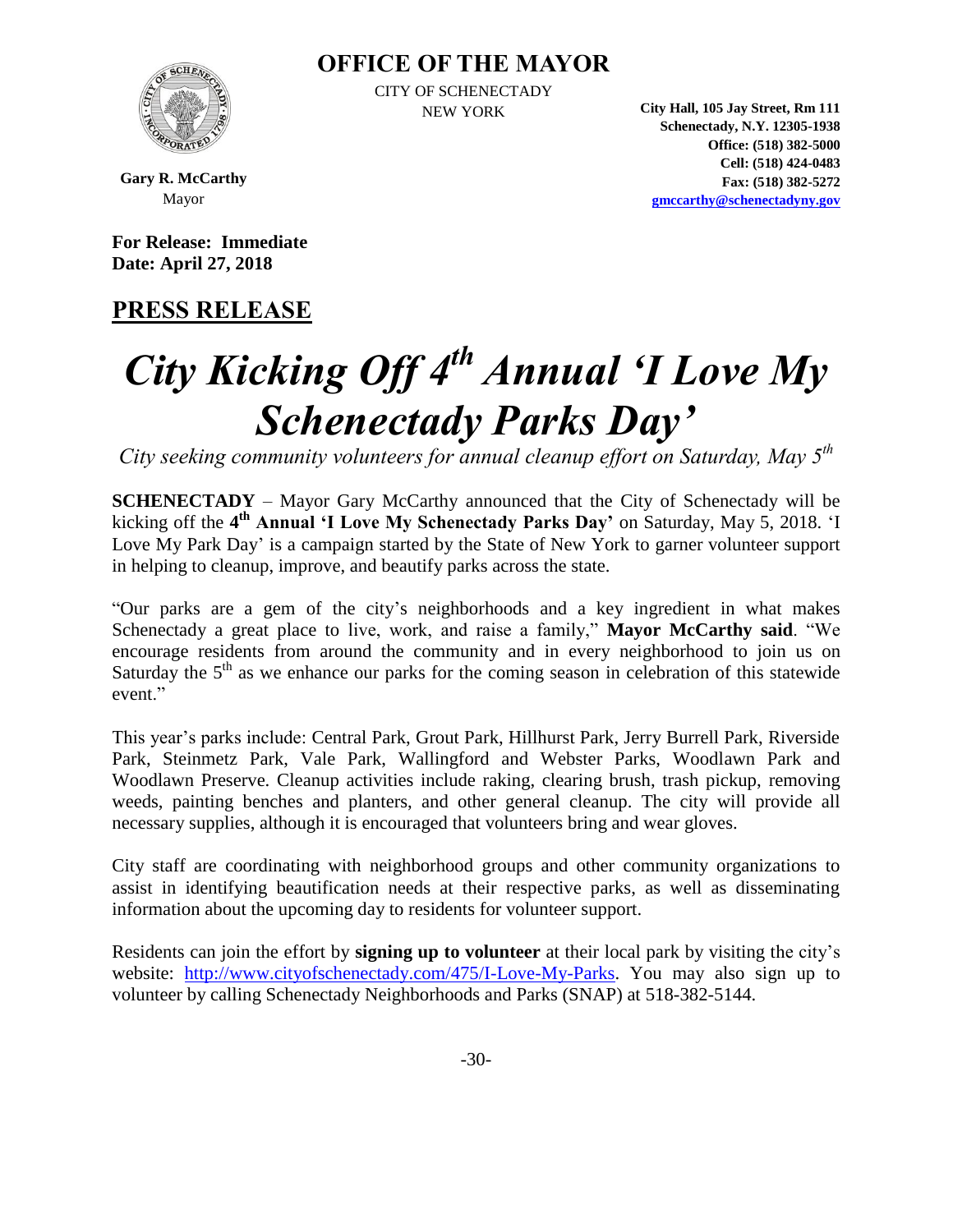# OFFICE OF THE MAYOR

CITY OF SCHENECTADY
NEW YORK

**Gary R. McCarthy**
Mayor

**City Hall, 105 Jay Street, Rm 111**
**Schenectady, N.Y. 12305-1938**
**Office: (518) 382-5000**
**Cell: (518) 424-0483**
**Fax: (518) 382-5272**
**gmccarthy@schenectadyny.gov**

**For Release: Immediate**
**Date: April 27, 2018**

## PRESS RELEASE

# *City Kicking Off 4th Annual 'I Love My Schenectady Parks Day'*

*City seeking community volunteers for annual cleanup effort on Saturday, May 5th*

**SCHENECTADY** – Mayor Gary McCarthy announced that the City of Schenectady will be kicking off the **4th Annual 'I Love My Schenectady Parks Day'** on Saturday, May 5, 2018. 'I Love My Park Day' is a campaign started by the State of New York to garner volunteer support in helping to cleanup, improve, and beautify parks across the state.

"Our parks are a gem of the city's neighborhoods and a key ingredient in what makes Schenectady a great place to live, work, and raise a family," **Mayor McCarthy said**. "We encourage residents from around the community and in every neighborhood to join us on Saturday the 5th as we enhance our parks for the coming season in celebration of this statewide event."

This year's parks include: Central Park, Grout Park, Hillhurst Park, Jerry Burrell Park, Riverside Park, Steinmetz Park, Vale Park, Wallingford and Webster Parks, Woodlawn Park and Woodlawn Preserve. Cleanup activities include raking, clearing brush, trash pickup, removing weeds, painting benches and planters, and other general cleanup. The city will provide all necessary supplies, although it is encouraged that volunteers bring and wear gloves.

City staff are coordinating with neighborhood groups and other community organizations to assist in identifying beautification needs at their respective parks, as well as disseminating information about the upcoming day to residents for volunteer support.

Residents can join the effort by **signing up to volunteer** at their local park by visiting the city's website: http://www.cityofschenectady.com/475/I-Love-My-Parks. You may also sign up to volunteer by calling Schenectady Neighborhoods and Parks (SNAP) at 518-382-5144.

-30-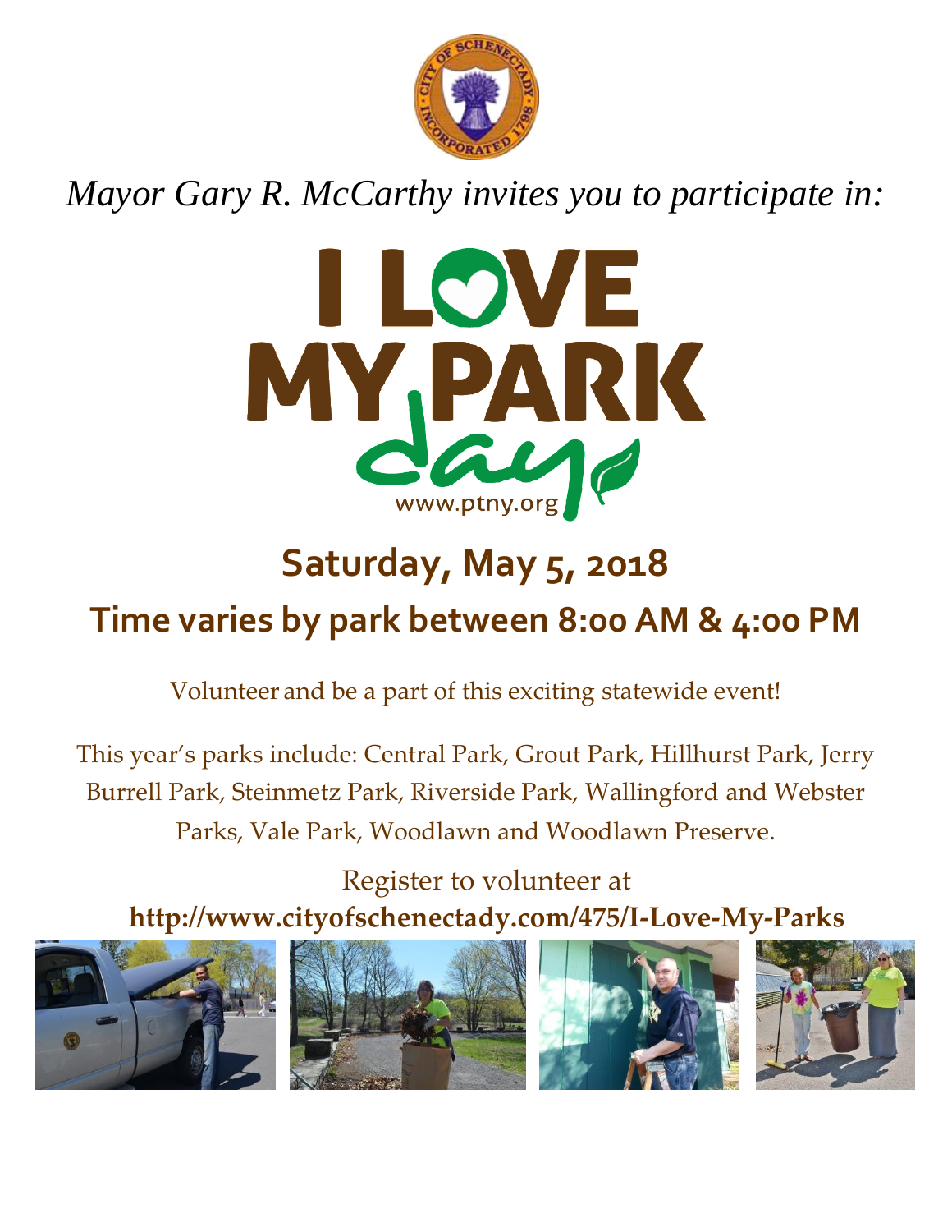*Mayor Gary R. McCarthy invites you to participate in:*

# I LOVE MY PARK day

www.ptny.org

## Saturday, May 5, 2018

## Time varies by park between 8:00 AM & 4:00 PM

Volunteer and be a part of this exciting statewide event!

This year's parks include: Central Park, Grout Park, Hillhurst Park, Jerry Burrell Park, Steinmetz Park, Riverside Park, Wallingford and Webster Parks, Vale Park, Woodlawn and Woodlawn Preserve.

Register to volunteer at

**http://www.cityofschenectady.com/475/I-Love-My-Parks**